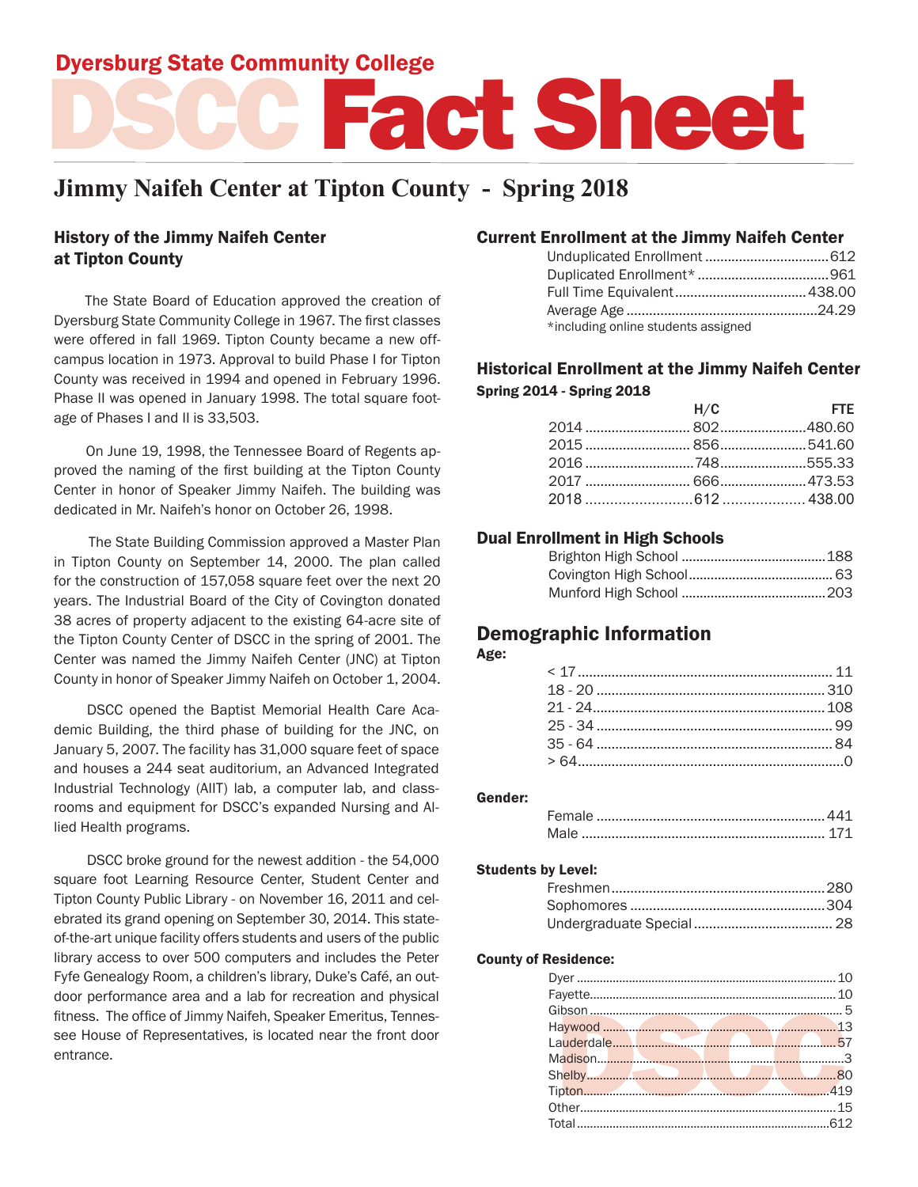# Dyersburg State Community College

# DSCC Fact Sheet

## Jimmy Naifeh Center at Tipton County - Spring 2018

### History of the Jimmy Naifeh Center at Tipton County

The State Board of Education approved the creation of Dyersburg State Community College in 1967. The first classes were offered in fall 1969. Tipton County became a new off-campus location in 1973. Approval to build Phase I for Tipton County was received in 1994 and opened in February 1996. Phase II was opened in January 1998. The total square footage of Phases I and II is 33,503.

On June 19, 1998, the Tennessee Board of Regents approved the naming of the first building at the Tipton County Center in honor of Speaker Jimmy Naifeh. The building was dedicated in Mr. Naifeh's honor on October 26, 1998.

The State Building Commission approved a Master Plan in Tipton County on September 14, 2000. The plan called for the construction of 157,058 square feet over the next 20 years. The Industrial Board of the City of Covington donated 38 acres of property adjacent to the existing 64-acre site of the Tipton County Center of DSCC in the spring of 2001. The Center was named the Jimmy Naifeh Center (JNC) at Tipton County in honor of Speaker Jimmy Naifeh on October 1, 2004.

DSCC opened the Baptist Memorial Health Care Academic Building, the third phase of building for the JNC, on January 5, 2007. The facility has 31,000 square feet of space and houses a 244 seat auditorium, an Advanced Integrated Industrial Technology (AIIT) lab, a computer lab, and classrooms and equipment for DSCC's expanded Nursing and Allied Health programs.

DSCC broke ground for the newest addition - the 54,000 square foot Learning Resource Center, Student Center and Tipton County Public Library - on November 16, 2011 and celebrated its grand opening on September 30, 2014. This state-of-the-art unique facility offers students and users of the public library access to over 500 computers and includes the Peter Fyfe Genealogy Room, a children's library, Duke's Café, an outdoor performance area and a lab for recreation and physical fitness. The office of Jimmy Naifeh, Speaker Emeritus, Tennessee House of Representatives, is located near the front door entrance.

### Current Enrollment at the Jimmy Naifeh Center

| | |
|---|---|
| Unduplicated Enrollment | 612 |
| Duplicated Enrollment* | 961 |
| Full Time Equivalent | 438.00 |
| Average Age | 24.29 |

*including online students assigned

### Historical Enrollment at the Jimmy Naifeh Center

**Spring 2014 - Spring 2018**

| | H/C | FTE |
|---|---|---|
| 2014 | 802 | 480.60 |
| 2015 | 856 | 541.60 |
| 2016 | 748 | 555.33 |
| 2017 | 666 | 473.53 |
| 2018 | 612 | 438.00 |

### Dual Enrollment in High Schools

| | |
|---|---|
| Brighton High School | 188 |
| Covington High School | 63 |
| Munford High School | 203 |

## Demographic Information

**Age:**

| | |
|---|---|
| < 17 | 11 |
| 18 - 20 | 310 |
| 21 - 24 | 108 |
| 25 - 34 | 99 |
| 35 - 64 | 84 |
| > 64 | 0 |

**Gender:**

| | |
|---|---|
| Female | 441 |
| Male | 171 |

**Students by Level:**

| | |
|---|---|
| Freshmen | 280 |
| Sophomores | 304 |
| Undergraduate Special | 28 |

**County of Residence:**

| | |
|---|---|
| Dyer | 10 |
| Fayette | 10 |
| Gibson | 5 |
| Haywood | 13 |
| Lauderdale | 57 |
| Madison | 3 |
| Shelby | 80 |
| Tipton | 419 |
| Other | 15 |
| Total | 612 |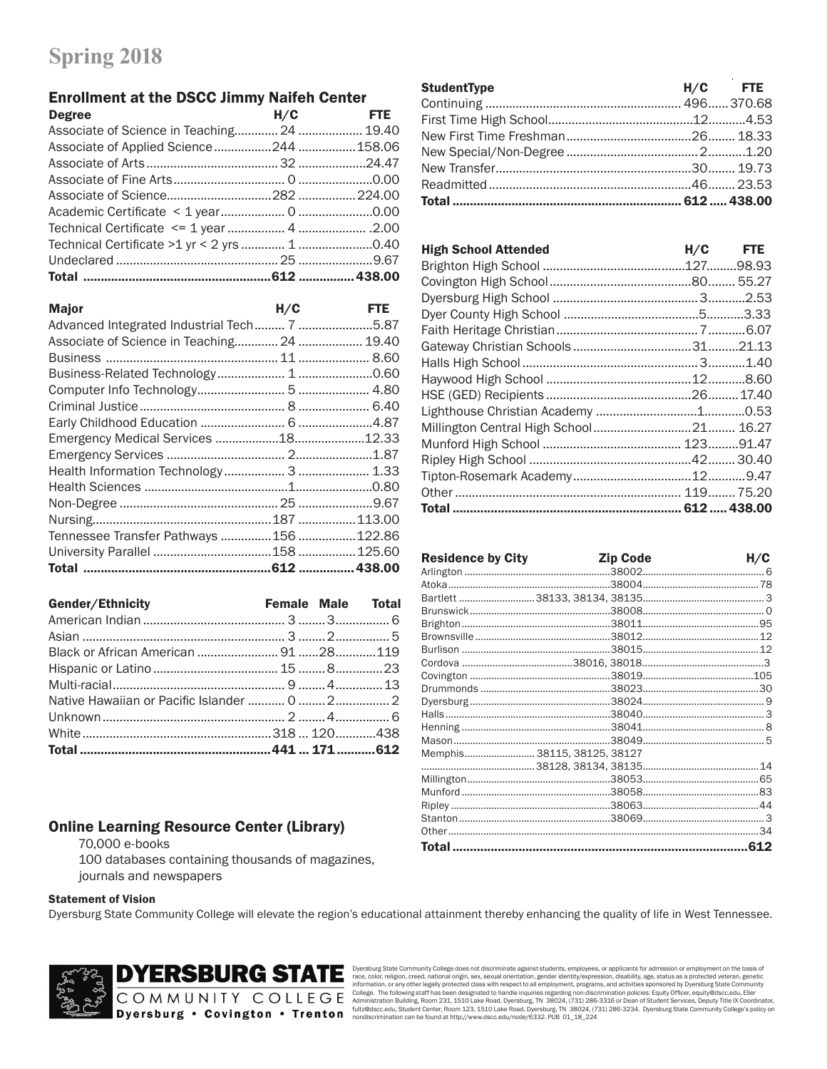# Spring 2018

## Enrollment at the DSCC Jimmy Naifeh Center

| Degree | H/C | FTE |
|---|---|---|
| Associate of Science in Teaching | 24 | 19.40 |
| Associate of Applied Science | 244 | 158.06 |
| Associate of Arts | 32 | 24.47 |
| Associate of Fine Arts | 0 | 0.00 |
| Associate of Science | 282 | 224.00 |
| Academic Certificate < 1 year | 0 | 0.00 |
| Technical Certificate <= 1 year | 4 | .2.00 |
| Technical Certificate >1 yr < 2 yrs | 1 | 0.40 |
| Undeclared | 25 | 9.67 |
| **Total** | **612** | **438.00** |

| Major | H/C | FTE |
|---|---|---|
| Advanced Integrated Industrial Tech | 7 | 5.87 |
| Associate of Science in Teaching | 24 | 19.40 |
| Business | 11 | 8.60 |
| Business-Related Technology | 1 | 0.60 |
| Computer Info Technology | 5 | 4.80 |
| Criminal Justice | 8 | 6.40 |
| Early Childhood Education | 6 | 4.87 |
| Emergency Medical Services | 18 | 12.33 |
| Emergency Services | 2 | 1.87 |
| Health Information Technology | 3 | 1.33 |
| Health Sciences | 1 | 0.80 |
| Non-Degree | 25 | 9.67 |
| Nursing | 187 | 113.00 |
| Tennessee Transfer Pathways | 156 | 122.86 |
| University Parallel | 158 | 125.60 |
| **Total** | **612** | **438.00** |

| Gender/Ethnicity | Female | Male | Total |
|---|---|---|---|
| American Indian | 3 | 3 | 6 |
| Asian | 3 | 2 | 5 |
| Black or African American | 91 | 28 | 119 |
| Hispanic or Latino | 15 | 8 | 23 |
| Multi-racial | 9 | 4 | 13 |
| Native Hawaiian or Pacific Islander | 0 | 2 | 2 |
| Unknown | 2 | 4 | 6 |
| White | 318 | 120 | 438 |
| **Total** | **441** | **171** | **612** |

| StudentType | H/C | FTE |
|---|---|---|
| Continuing | 496 | 370.68 |
| First Time High School | 12 | 4.53 |
| New First Time Freshman | 26 | 18.33 |
| New Special/Non-Degree | 2 | 1.20 |
| New Transfer | 30 | 19.73 |
| Readmitted | 46 | 23.53 |
| **Total** | **612** | **438.00** |

| High School Attended | H/C | FTE |
|---|---|---|
| Brighton High School | 127 | 98.93 |
| Covington High School | 80 | 55.27 |
| Dyersburg High School | 3 | 2.53 |
| Dyer County High School | 5 | 3.33 |
| Faith Heritage Christian | 7 | 6.07 |
| Gateway Christian Schools | 31 | 21.13 |
| Halls High School | 3 | 1.40 |
| Haywood High School | 12 | 8.60 |
| HSE (GED) Recipients | 26 | 17.40 |
| Lighthouse Christian Academy | 1 | 0.53 |
| Millington Central High School | 21 | 16.27 |
| Munford High School | 123 | 91.47 |
| Ripley High School | 42 | 30.40 |
| Tipton-Rosemark Academy | 12 | 9.47 |
| Other | 119 | 75.20 |
| **Total** | **612** | **438.00** |

| Residence by City | Zip Code | H/C |
|---|---|---|
| Arlington | 38002 | 6 |
| Atoka | 38004 | 78 |
| Bartlett | 38133, 38134, 38135 | 3 |
| Brunswick | 38008 | 0 |
| Brighton | 38011 | 95 |
| Brownsville | 38012 | 12 |
| Burlison | 38015 | 12 |
| Cordova | 38016, 38018 | 3 |
| Covington | 38019 | 105 |
| Drummonds | 38023 | 30 |
| Dyersburg | 38024 | 9 |
| Halls | 38040 | 3 |
| Henning | 38041 | 8 |
| Mason | 38049 | 5 |
| Memphis | 38115, 38125, 38127, 38128, 38134, 38135 | 14 |
| Millington | 38053 | 65 |
| Munford | 38058 | 83 |
| Ripley | 38063 | 44 |
| Stanton | 38069 | 3 |
| Other | | 34 |
| **Total** | | **612** |

## Online Learning Resource Center (Library)

70,000 e-books
100 databases containing thousands of magazines, journals and newspapers

### Statement of Vision

Dyersburg State Community College will elevate the region's educational attainment thereby enhancing the quality of life in West Tennessee.

**DYERSBURG STATE**
COMMUNITY COLLEGE
Dyersburg • Covington • Trenton

Dyersburg State Community College does not discriminate against students, employees, or applicants for admission or employment on the basis of race, color, religion, creed, national origin, sex, sexual orientation, gender identity/expression, disability, age, status as a protected veteran, genetic information, or any other legally protected class with respect to all employment, programs, and activities sponsored by Dyersburg State Community College. The following staff has been designated to handle inquiries regarding non-discrimination policies: Equity Officer, equity@dscc.edu, Eller Administration Building, Room 231, 1510 Lake Road, Dyersburg, TN 38024, (731) 286-3316 or Dean of Student Services, Deputy Title IX Coordinator, fultz@dscc.edu, Student Center, Room 123, 1510 Lake Road, Dyersburg, TN 38024, (731) 286-3234. Dyersburg State Community College's policy on nondiscrimination can be found at http://www.dscc.edu/node/6332. PUB 01_18_224